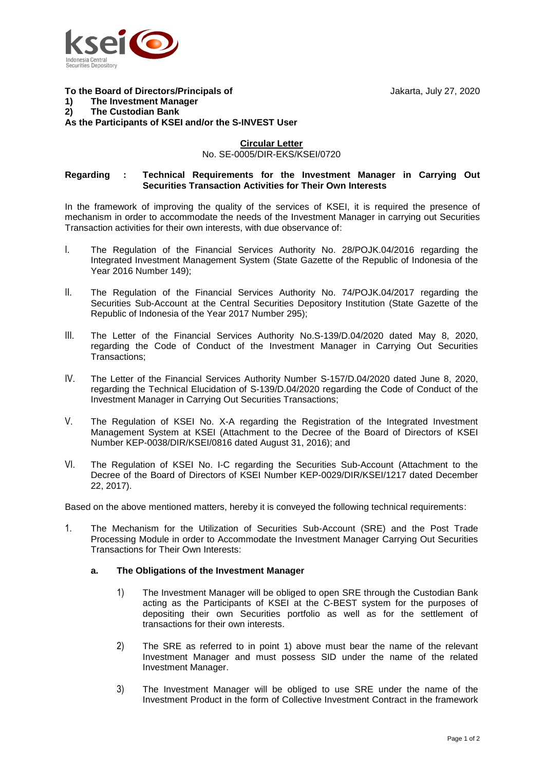**To the Board of Directors/Principals of**

Jakarta, July 27, 2020

**1) The Investment Manager**
**2) The Custodian Bank**
**As the Participants of KSEI and/or the S-INVEST User**

**Circular Letter**
No. SE-0005/DIR-EKS/KSEI/0720

**Regarding : Technical Requirements for the Investment Manager in Carrying Out Securities Transaction Activities for Their Own Interests**

In the framework of improving the quality of the services of KSEI, it is required the presence of mechanism in order to accommodate the needs of the Investment Manager in carrying out Securities Transaction activities for their own interests, with due observance of:

I. The Regulation of the Financial Services Authority No. 28/POJK.04/2016 regarding the Integrated Investment Management System (State Gazette of the Republic of Indonesia of the Year 2016 Number 149);

II. The Regulation of the Financial Services Authority No. 74/POJK.04/2017 regarding the Securities Sub-Account at the Central Securities Depository Institution (State Gazette of the Republic of Indonesia of the Year 2017 Number 295);

III. The Letter of the Financial Services Authority No.S-139/D.04/2020 dated May 8, 2020, regarding the Code of Conduct of the Investment Manager in Carrying Out Securities Transactions;

IV. The Letter of the Financial Services Authority Number S-157/D.04/2020 dated June 8, 2020, regarding the Technical Elucidation of S-139/D.04/2020 regarding the Code of Conduct of the Investment Manager in Carrying Out Securities Transactions;

V. The Regulation of KSEI No. X-A regarding the Registration of the Integrated Investment Management System at KSEI (Attachment to the Decree of the Board of Directors of KSEI Number KEP-0038/DIR/KSEI/0816 dated August 31, 2016); and

VI. The Regulation of KSEI No. I-C regarding the Securities Sub-Account (Attachment to the Decree of the Board of Directors of KSEI Number KEP-0029/DIR/KSEI/1217 dated December 22, 2017).

Based on the above mentioned matters, hereby it is conveyed the following technical requirements:

1. The Mechanism for the Utilization of Securities Sub-Account (SRE) and the Post Trade Processing Module in order to Accommodate the Investment Manager Carrying Out Securities Transactions for Their Own Interests:

   **a. The Obligations of the Investment Manager**

   1) The Investment Manager will be obliged to open SRE through the Custodian Bank acting as the Participants of KSEI at the C-BEST system for the purposes of depositing their own Securities portfolio as well as for the settlement of transactions for their own interests.

   2) The SRE as referred to in point 1) above must bear the name of the relevant Investment Manager and must possess SID under the name of the related Investment Manager.

   3) The Investment Manager will be obliged to use SRE under the name of the Investment Product in the form of Collective Investment Contract in the framework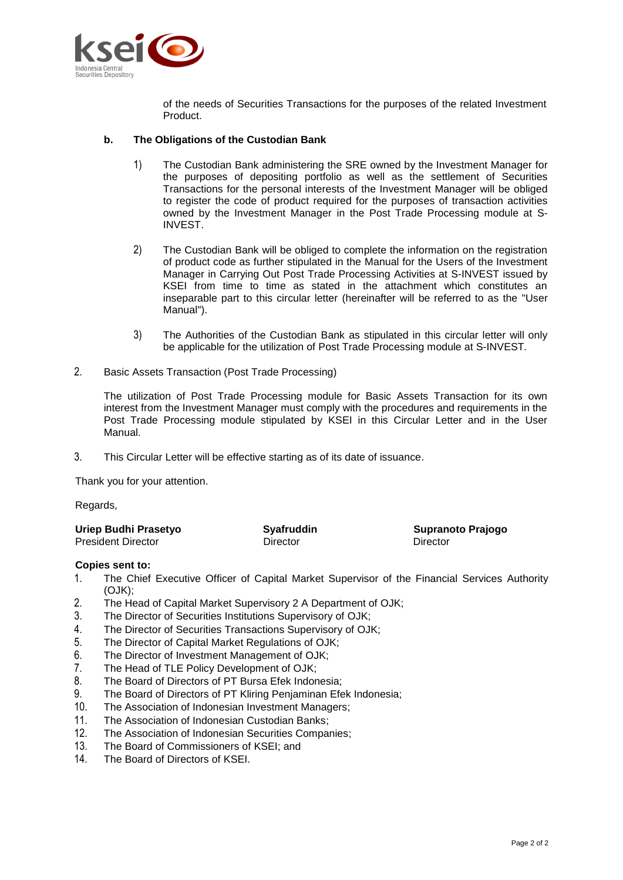of the needs of Securities Transactions for the purposes of the related Investment Product.

**b. The Obligations of the Custodian Bank**

1) The Custodian Bank administering the SRE owned by the Investment Manager for the purposes of depositing portfolio as well as the settlement of Securities Transactions for the personal interests of the Investment Manager will be obliged to register the code of product required for the purposes of transaction activities owned by the Investment Manager in the Post Trade Processing module at S-INVEST.

2) The Custodian Bank will be obliged to complete the information on the registration of product code as further stipulated in the Manual for the Users of the Investment Manager in Carrying Out Post Trade Processing Activities at S-INVEST issued by KSEI from time to time as stated in the attachment which constitutes an inseparable part to this circular letter (hereinafter will be referred to as the "User Manual").

3) The Authorities of the Custodian Bank as stipulated in this circular letter will only be applicable for the utilization of Post Trade Processing module at S-INVEST.

2. Basic Assets Transaction (Post Trade Processing)

   The utilization of Post Trade Processing module for Basic Assets Transaction for its own interest from the Investment Manager must comply with the procedures and requirements in the Post Trade Processing module stipulated by KSEI in this Circular Letter and in the User Manual.

3. This Circular Letter will be effective starting as of its date of issuance.

Thank you for your attention.

Regards,

| | | |
|---|---|---|
| **Uriep Budhi Prasetyo** | **Syafruddin** | **Supranoto Prajogo** |
| President Director | Director | Director |

**Copies sent to:**

1. The Chief Executive Officer of Capital Market Supervisor of the Financial Services Authority (OJK);
2. The Head of Capital Market Supervisory 2 A Department of OJK;
3. The Director of Securities Institutions Supervisory of OJK;
4. The Director of Securities Transactions Supervisory of OJK;
5. The Director of Capital Market Regulations of OJK;
6. The Director of Investment Management of OJK;
7. The Head of TLE Policy Development of OJK;
8. The Board of Directors of PT Bursa Efek Indonesia;
9. The Board of Directors of PT Kliring Penjaminan Efek Indonesia;
10. The Association of Indonesian Investment Managers;
11. The Association of Indonesian Custodian Banks;
12. The Association of Indonesian Securities Companies;
13. The Board of Commissioners of KSEI; and
14. The Board of Directors of KSEI.